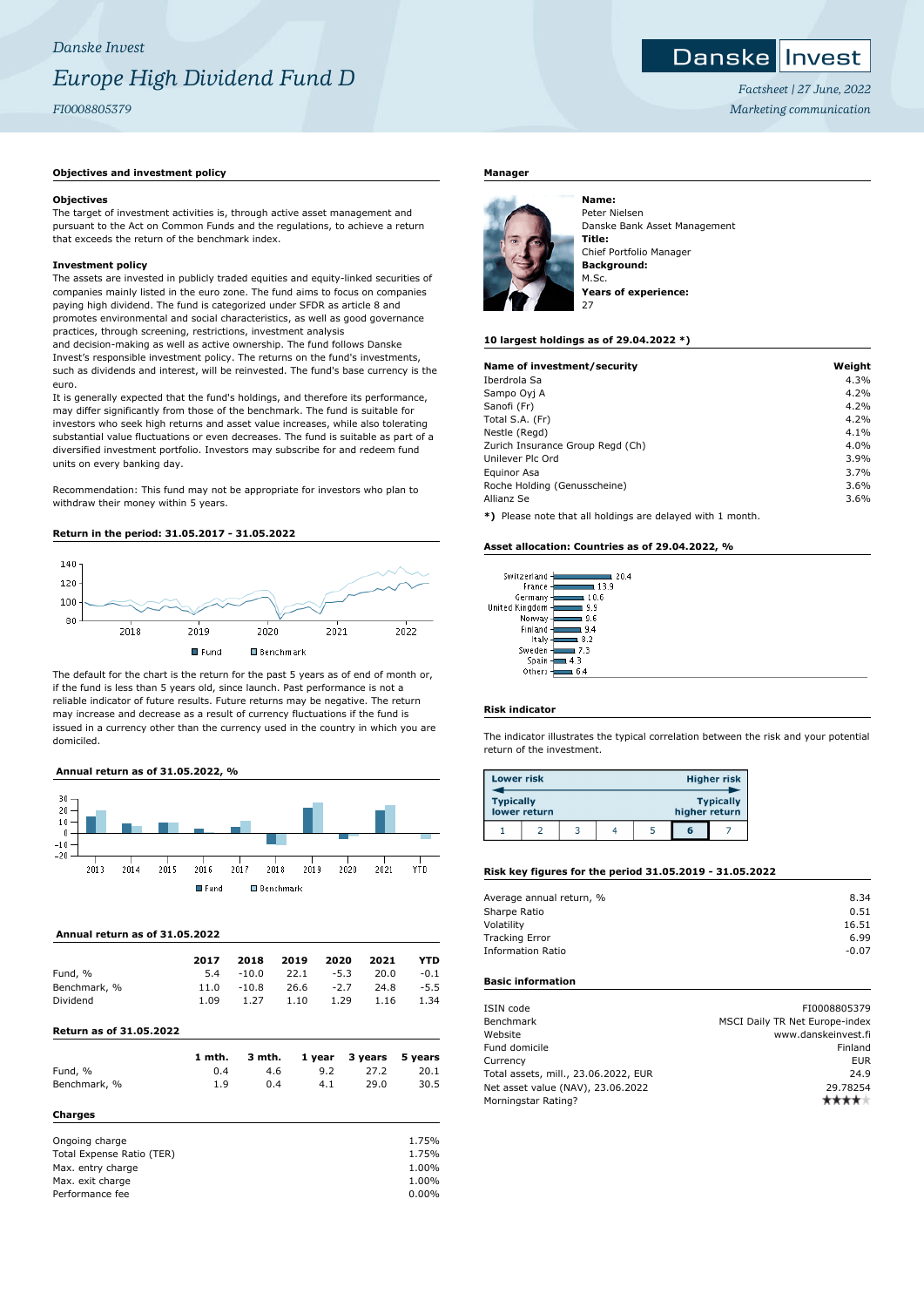*Danske Invest*

# *Europe High Dividend Fund D*

*FI0008805379*

*Factsheet | 27 June, 2022*

*Marketing communication*

## Objectives and investment policy

### Objectives

The target of investment activities is, through active asset management and pursuant to the Act on Common Funds and the regulations, to achieve a return that exceeds the return of the benchmark index.

### Investment policy

The assets are invested in publicly traded equities and equity-linked securities of companies mainly listed in the euro zone. The fund aims to focus on companies paying high dividend. The fund is categorized under SFDR as article 8 and promotes environmental and social characteristics, as well as good governance practices, through screening, restrictions, investment analysis and decision-making as well as active ownership. The fund follows Danske Invest's responsible investment policy. The returns on the fund's investments, such as dividends and interest, will be reinvested. The fund's base currency is the euro.

It is generally expected that the fund's holdings, and therefore its performance, may differ significantly from those of the benchmark. The fund is suitable for investors who seek high returns and asset value increases, while also tolerating substantial value fluctuations or even decreases. The fund is suitable as part of a diversified investment portfolio. Investors may subscribe for and redeem fund units on every banking day.

Recommendation: This fund may not be appropriate for investors who plan to withdraw their money within 5 years.

## Return in the period: 31.05.2017 - 31.05.2022

140
120
100
80
2018 2019 2020 2021 2022
Fund Benchmark

The default for the chart is the return for the past 5 years as of end of month or, if the fund is less than 5 years old, since launch. Past performance is not a reliable indicator of future results. Future returns may be negative. The return may increase and decrease as a result of currency fluctuations if the fund is issued in a currency other than the currency used in the country in which you are domiciled.

## Annual return as of 31.05.2022, %

30
20
10
0
−10
−20
2013 2014 2015 2016 2017 2018 2019 2020 2021 YTD
Fund Benchmark

## Annual return as of 31.05.2022

| | 2017 | 2018 | 2019 | 2020 | 2021 | YTD |
|---|---|---|---|---|---|---|
| Fund, % | 5.4 | -10.0 | 22.1 | -5.3 | 20.0 | -0.1 |
| Benchmark, % | 11.0 | -10.8 | 26.6 | -2.7 | 24.8 | -5.5 |
| Dividend | 1.09 | 1.27 | 1.10 | 1.29 | 1.16 | 1.34 |

## Return as of 31.05.2022

| | 1 mth. | 3 mth. | 1 year | 3 years | 5 years |
|---|---|---|---|---|---|
| Fund, % | 0.4 | 4.6 | 9.2 | 27.2 | 20.1 |
| Benchmark, % | 1.9 | 0.4 | 4.1 | 29.0 | 30.5 |

## Charges

| | |
|---|---|
| Ongoing charge | 1.75% |
| Total Expense Ratio (TER) | 1.75% |
| Max. entry charge | 1.00% |
| Max. exit charge | 1.00% |
| Performance fee | 0.00% |

## Manager

**Name:**
Peter Nielsen
Danske Bank Asset Management
**Title:**
Chief Portfolio Manager
**Background:**
M.Sc.
**Years of experience:**
27

## 10 largest holdings as of 29.04.2022 *)

| Name of investment/security | Weight |
|---|---|
| Iberdrola Sa | 4.3% |
| Sampo Oyj A | 4.2% |
| Sanofi (Fr) | 4.2% |
| Total S.A. (Fr) | 4.2% |
| Nestle (Regd) | 4.1% |
| Zurich Insurance Group Regd (Ch) | 4.0% |
| Unilever Plc Ord | 3.9% |
| Equinor Asa | 3.7% |
| Roche Holding (Genusscheine) | 3.6% |
| Allianz Se | 3.6% |

**\*)** Please note that all holdings are delayed with 1 month.

## Asset allocation: Countries as of 29.04.2022, %

Switzerland 20.4
France 13.9
Germany 10.6
United Kingdom 9.9
Norway 9.6
Finland 9.4
Italy 8.2
Sweden 7.3
Spain 4.3
Others 6.4

## Risk indicator

The indicator illustrates the typical correlation between the risk and your potential return of the investment.

Lower risk — Higher risk
Typically lower return — Typically higher return

1 2 3 4 5 **6** 7

## Risk key figures for the period 31.05.2019 - 31.05.2022

| | |
|---|---|
| Average annual return, % | 8.34 |
| Sharpe Ratio | 0.51 |
| Volatility | 16.51 |
| Tracking Error | 6.99 |
| Information Ratio | -0.07 |

## Basic information

| | |
|---|---|
| ISIN code | FI0008805379 |
| Benchmark | MSCI Daily TR Net Europe-index |
| Website | www.danskeinvest.fi |
| Fund domicile | Finland |
| Currency | EUR |
| Total assets, mill., 23.06.2022, EUR | 24.9 |
| Net asset value (NAV), 23.06.2022 | 29.78254 |
| Morningstar Rating? | ★★★★ |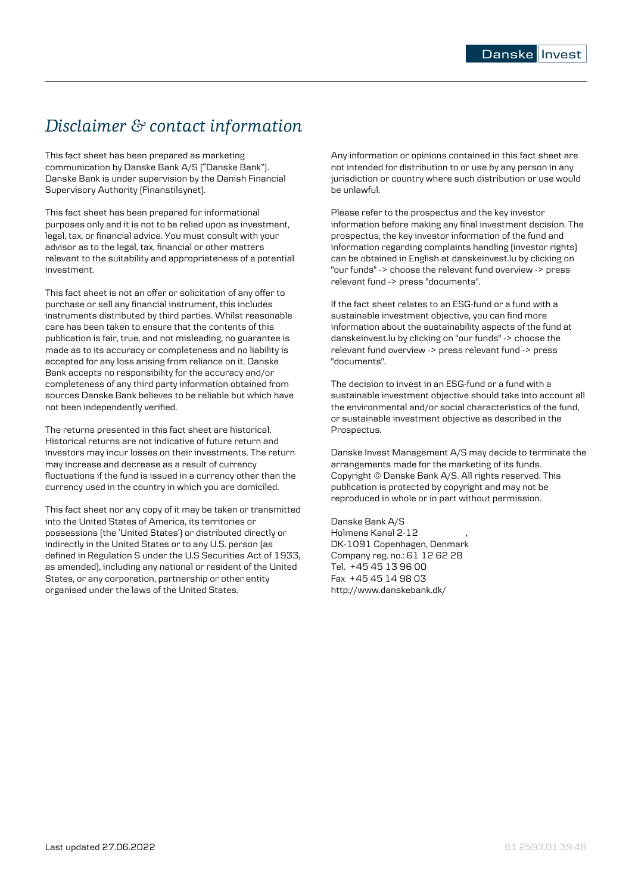## *Disclaimer & contact information*

This fact sheet has been prepared as marketing communication by Danske Bank A/S ("Danske Bank"). Danske Bank is under supervision by the Danish Financial Supervisory Authority (Finanstilsynet).

This fact sheet has been prepared for informational purposes only and it is not to be relied upon as investment, legal, tax, or financial advice. You must consult with your advisor as to the legal, tax, financial or other matters relevant to the suitability and appropriateness of a potential investment.

This fact sheet is not an offer or solicitation of any offer to purchase or sell any financial instrument, this includes instruments distributed by third parties. Whilst reasonable care has been taken to ensure that the contents of this publication is fair, true, and not misleading, no guarantee is made as to its accuracy or completeness and no liability is accepted for any loss arising from reliance on it. Danske Bank accepts no responsibility for the accuracy and/or completeness of any third party information obtained from sources Danske Bank believes to be reliable but which have not been independently verified.

The returns presented in this fact sheet are historical. Historical returns are not indicative of future return and investors may incur losses on their investments. The return may increase and decrease as a result of currency fluctuations if the fund is issued in a currency other than the currency used in the country in which you are domiciled.

This fact sheet nor any copy of it may be taken or transmitted into the United States of America, its territories or possessions (the 'United States') or distributed directly or indirectly in the United States or to any U.S. person (as defined in Regulation S under the U.S Securities Act of 1933, as amended), including any national or resident of the United States, or any corporation, partnership or other entity organised under the laws of the United States.

Any information or opinions contained in this fact sheet are not intended for distribution to or use by any person in any jurisdiction or country where such distribution or use would be unlawful.

Please refer to the prospectus and the key investor information before making any final investment decision. The prospectus, the key investor information of the fund and information regarding complaints handling (investor rights) can be obtained in English at danskeinvest.lu by clicking on "our funds" -> choose the relevant fund overview -> press relevant fund -> press "documents".

If the fact sheet relates to an ESG-fund or a fund with a sustainable investment objective, you can find more information about the sustainability aspects of the fund at danskeinvest.lu by clicking on "our funds" -> choose the relevant fund overview -> press relevant fund -> press "documents".

The decision to invest in an ESG-fund or a fund with a sustainable investment objective should take into account all the environmental and/or social characteristics of the fund, or sustainable investment objective as described in the Prospectus.

Danske Invest Management A/S may decide to terminate the arrangements made for the marketing of its funds. Copyright © Danske Bank A/S. All rights reserved. This publication is protected by copyright and may not be reproduced in whole or in part without permission.

Danske Bank A/S
Holmens Kanal 2-12 ,
DK-1091 Copenhagen, Denmark
Company reg. no.: 61 12 62 28
Tel. +45 45 13 96 00
Fax +45 45 14 98 03
http://www.danskebank.dk/

Last updated 27.06.2022

61.2593.01.39.48